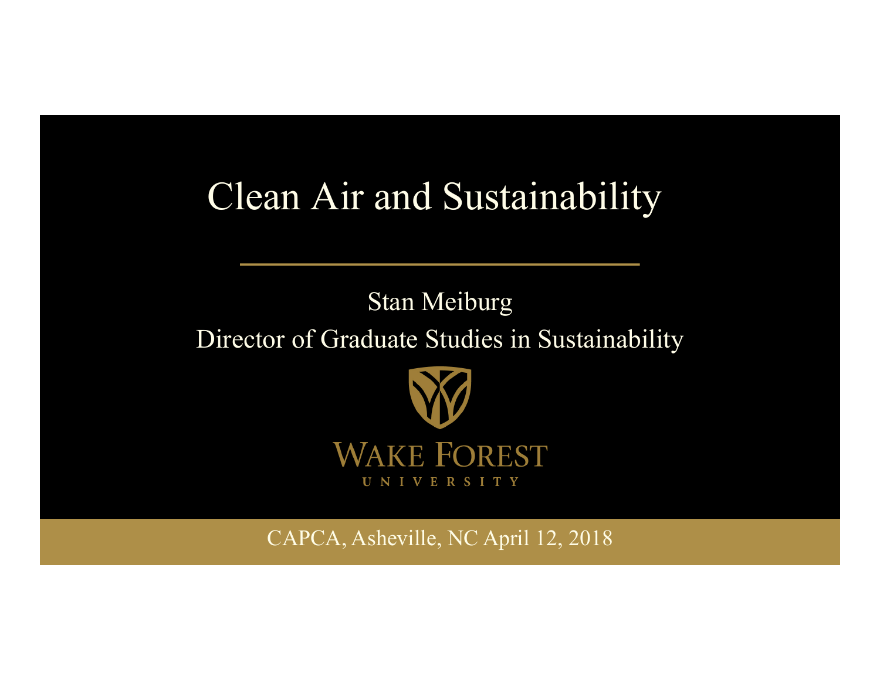# Clean Air and Sustainability

Stan Meiburg

Director of Graduate Studies in Sustainability

WAKE FOREST UNIVERSITY

CAPCA, Asheville, NC April 12, 2018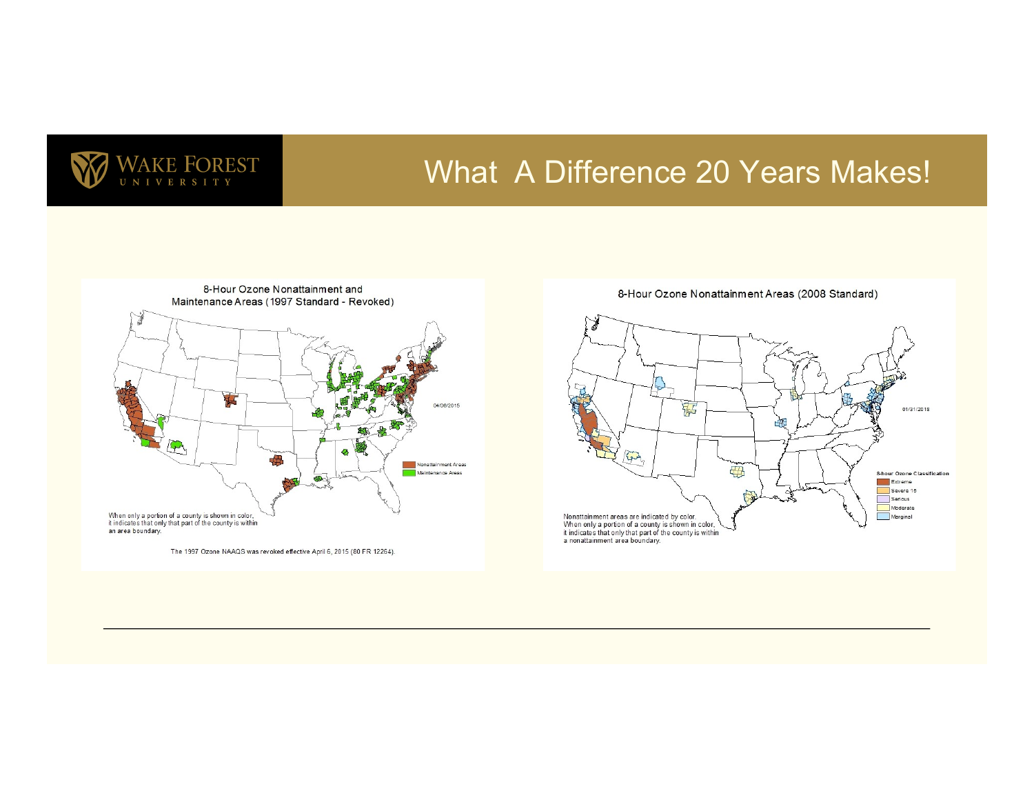# What A Difference 20 Years Makes!

**8-Hour Ozone Nonattainment and Maintenance Areas (1997 Standard - Revoked)**

04/06/2015

- Nonattainment Areas
- Maintenance Areas

When only a portion of a county is shown in color, it indicates that only that part of the county is within an area boundary.

The 1997 Ozone NAAQS was revoked effective April 6, 2015 (80 FR 12264).

**8-Hour Ozone Nonattainment Areas (2008 Standard)**

01/31/2018

8-hour Ozone Classification
- Extreme
- Severe 15
- Serious
- Moderate
- Marginal

Nonattainment areas are indicated by color. When only a portion of a county is shown in color, it indicates that only that part of the county is within a nonattainment area boundary.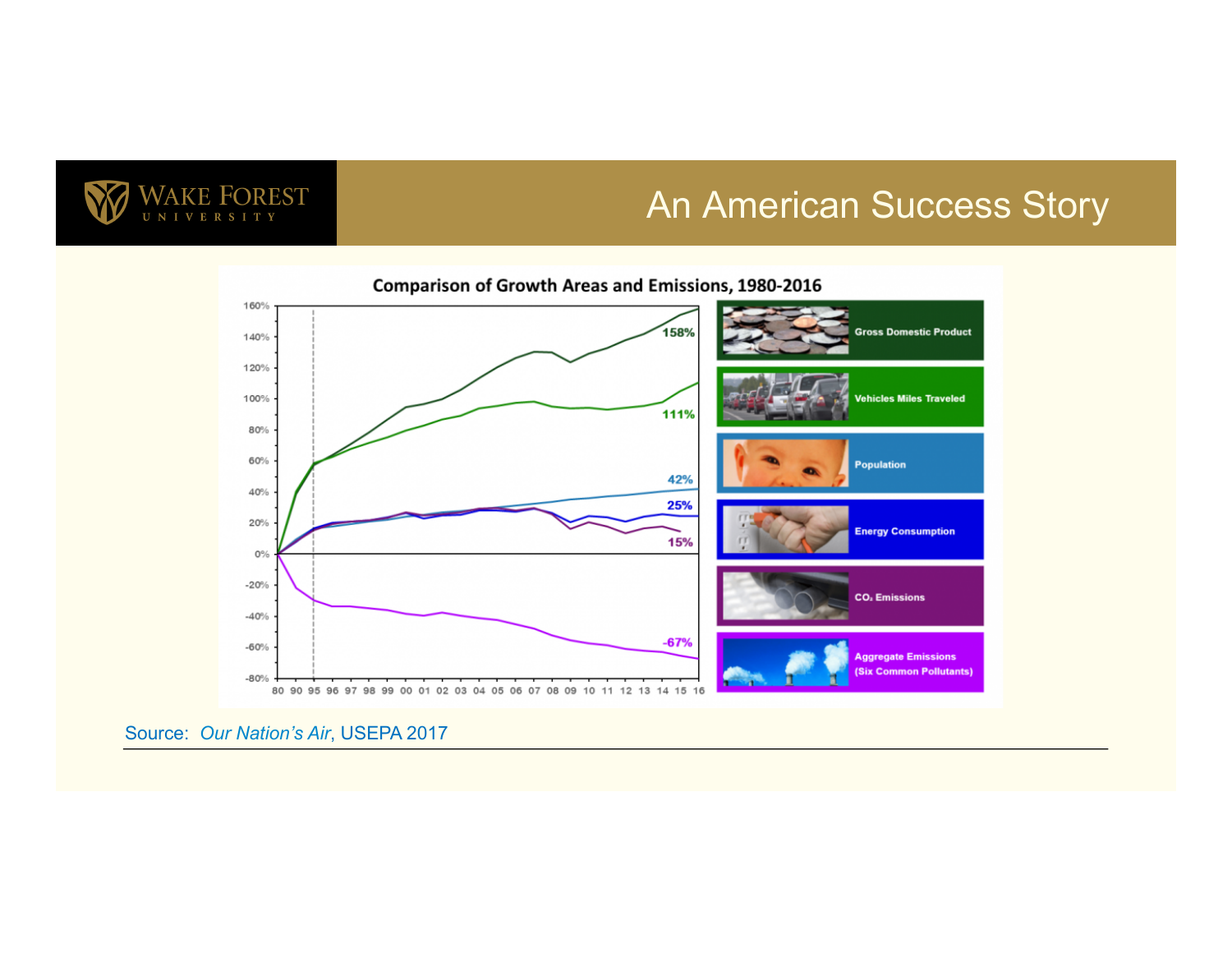# An American Success Story

**Comparison of Growth Areas and Emissions, 1980-2016**

| Category | Change (1980-2016) |
| --- | --- |
| Gross Domestic Product | 158% |
| Vehicles Miles Traveled | 111% |
| Population | 42% |
| Energy Consumption | 25% |
| $CO_2$ Emissions | 15% |
| Aggregate Emissions (Six Common Pollutants) | -67% |

Source: *Our Nation's Air*, USEPA 2017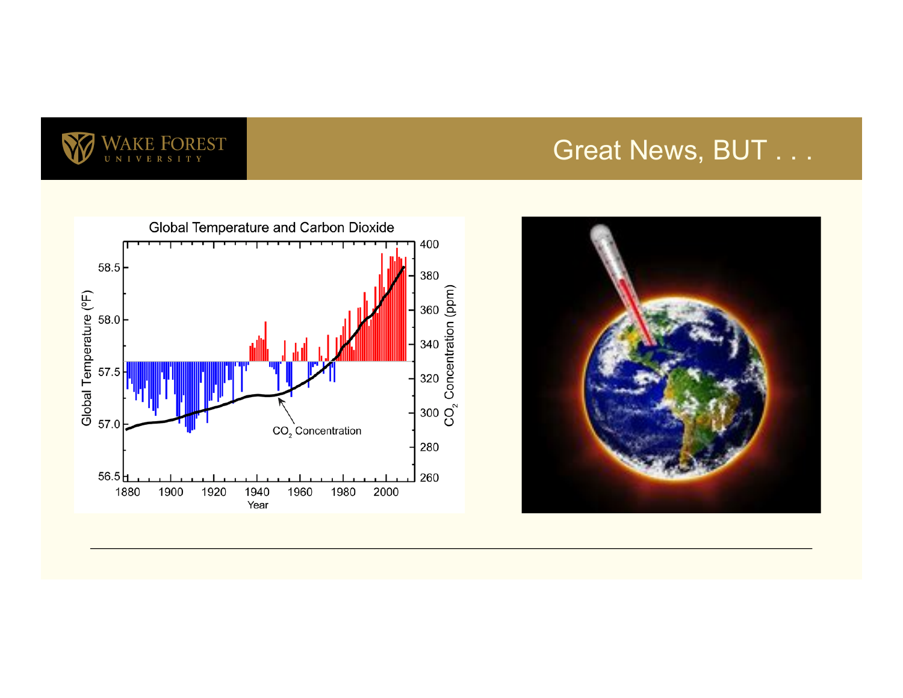# Great News, BUT . . .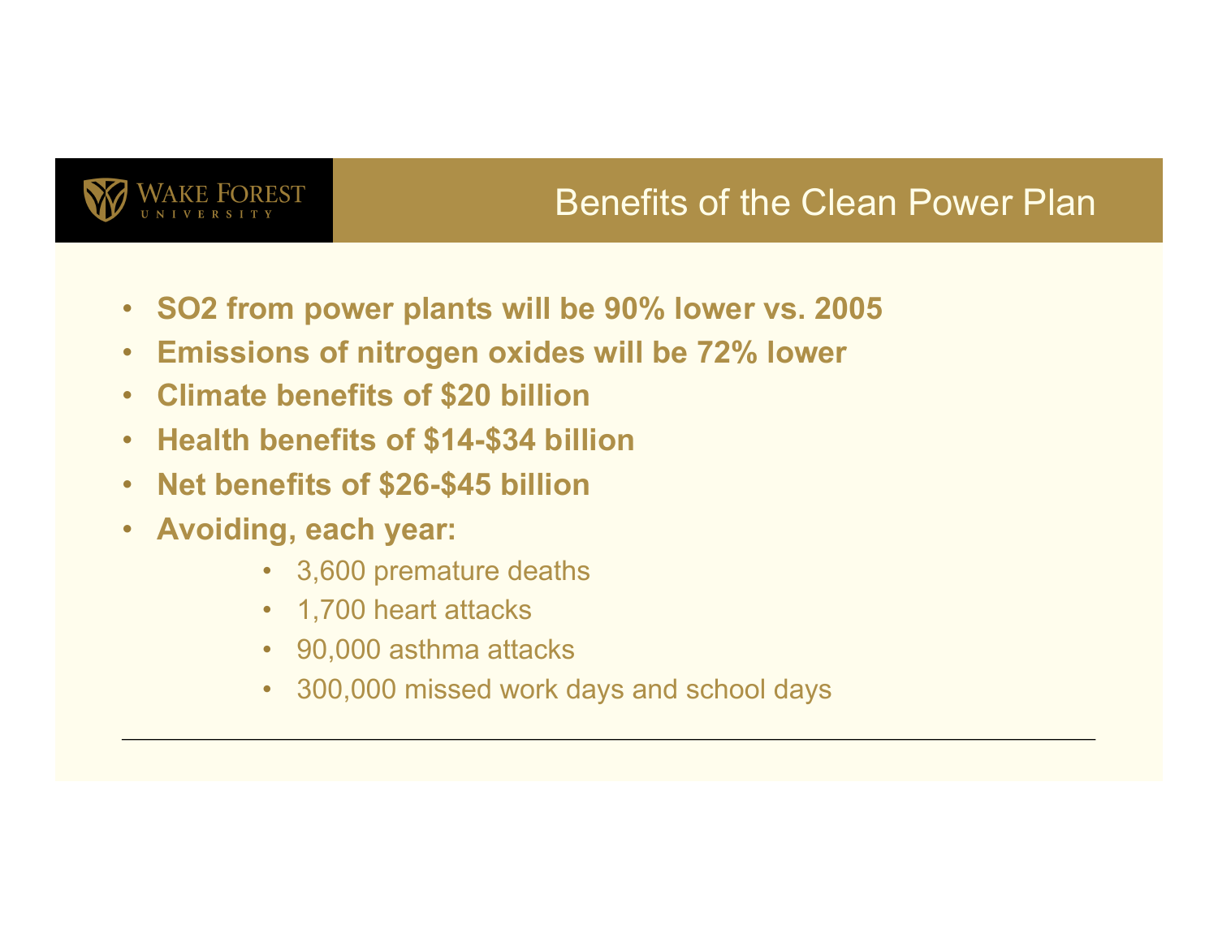# Benefits of the Clean Power Plan

- **$SO_2$ from power plants will be 90% lower vs. 2005**
- **Emissions of nitrogen oxides will be 72% lower**
- **Climate benefits of $20 billion**
- **Health benefits of $14-$34 billion**
- **Net benefits of $26-$45 billion**
- **Avoiding, each year:**
    - 3,600 premature deaths
    - 1,700 heart attacks
    - 90,000 asthma attacks
    - 300,000 missed work days and school days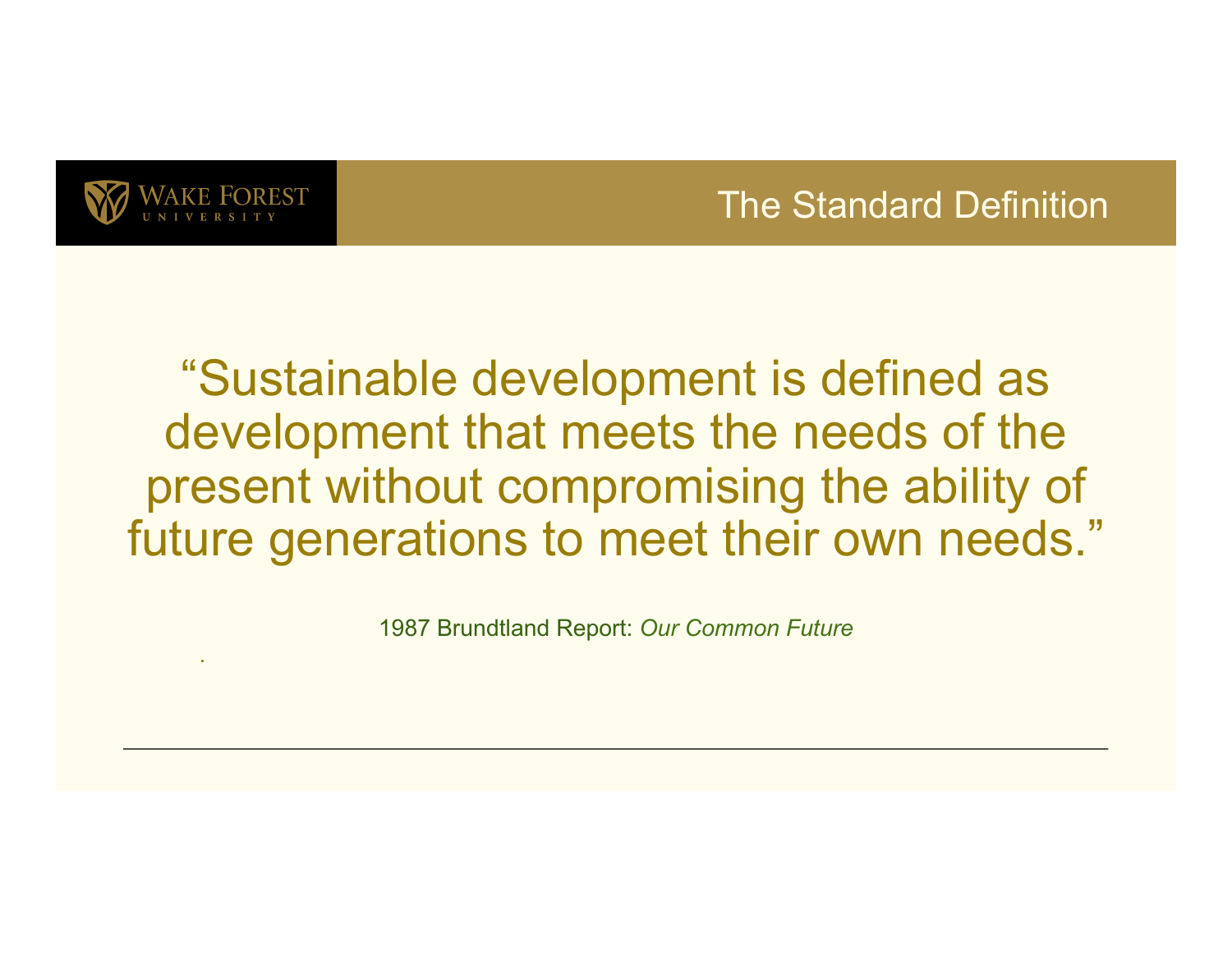## The Standard Definition

"Sustainable development is defined as development that meets the needs of the present without compromising the ability of future generations to meet their own needs."

1987 Brundtland Report: *Our Common Future*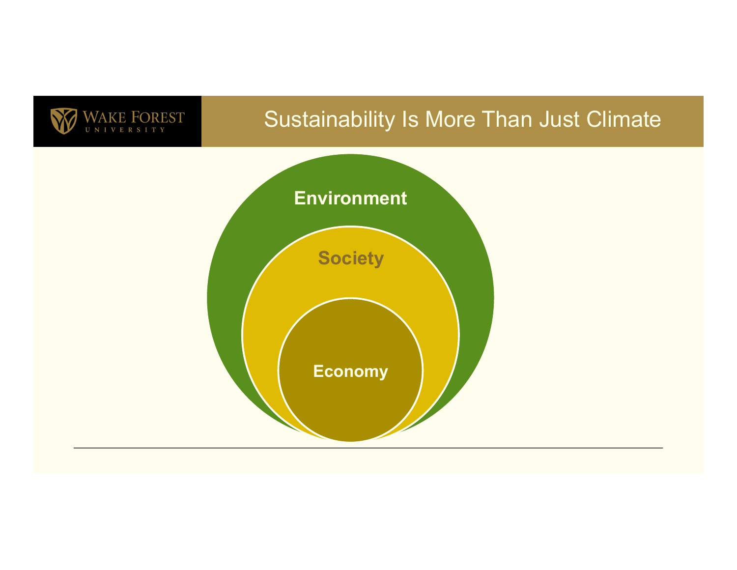# Sustainability Is More Than Just Climate

Environment

Society

Economy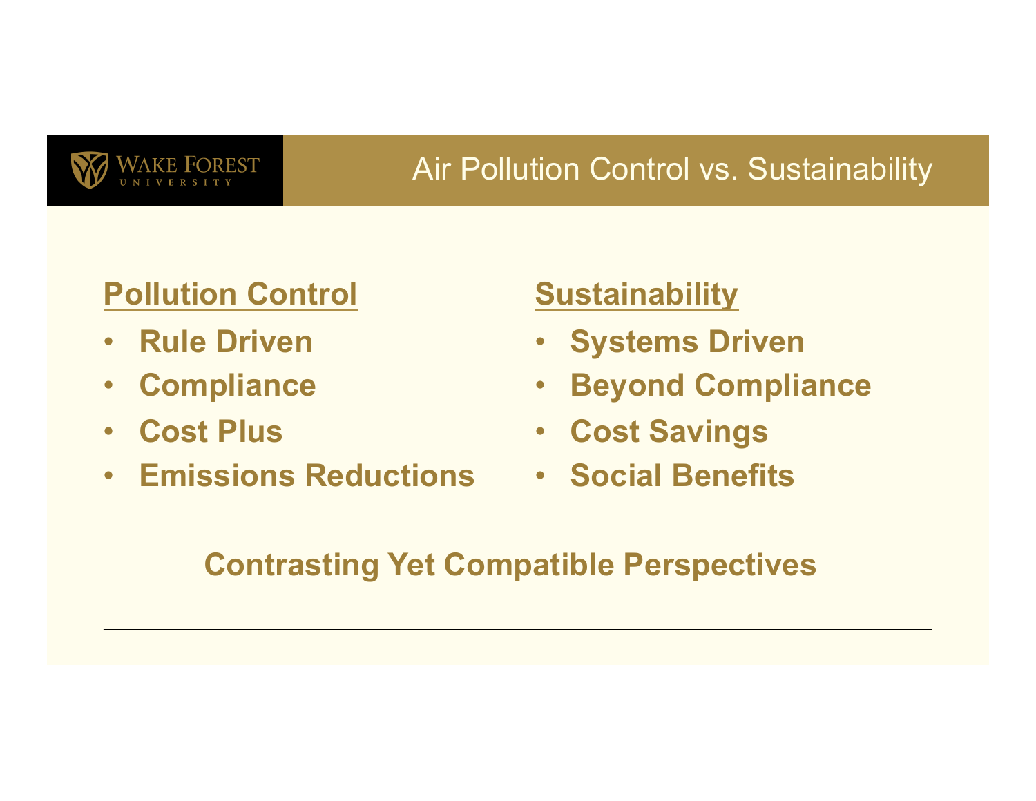# Air Pollution Control vs. Sustainability

**Pollution Control**

- **Rule Driven**
- **Compliance**
- **Cost Plus**
- **Emissions Reductions**

**Sustainability**

- **Systems Driven**
- **Beyond Compliance**
- **Cost Savings**
- **Social Benefits**

**Contrasting Yet Compatible Perspectives**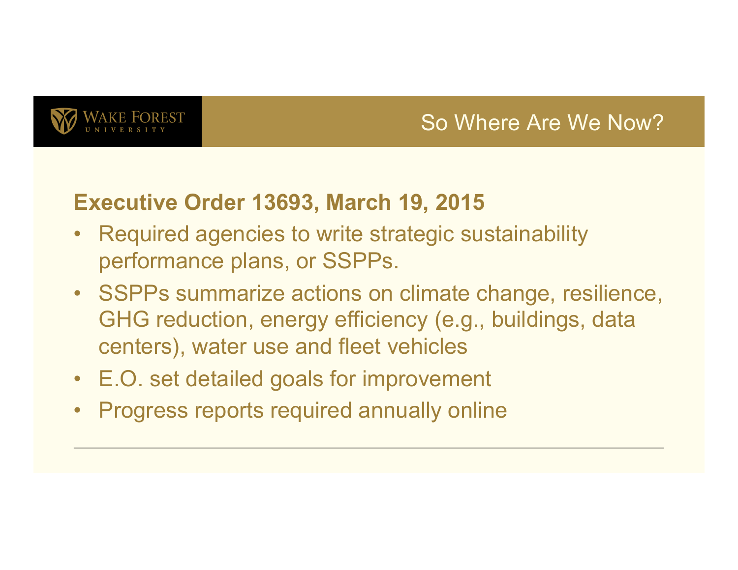# So Where Are We Now?

**Executive Order 13693, March 19, 2015**

- Required agencies to write strategic sustainability performance plans, or SSPPs.
- SSPPs summarize actions on climate change, resilience, GHG reduction, energy efficiency (e.g., buildings, data centers), water use and fleet vehicles
- E.O. set detailed goals for improvement
- Progress reports required annually online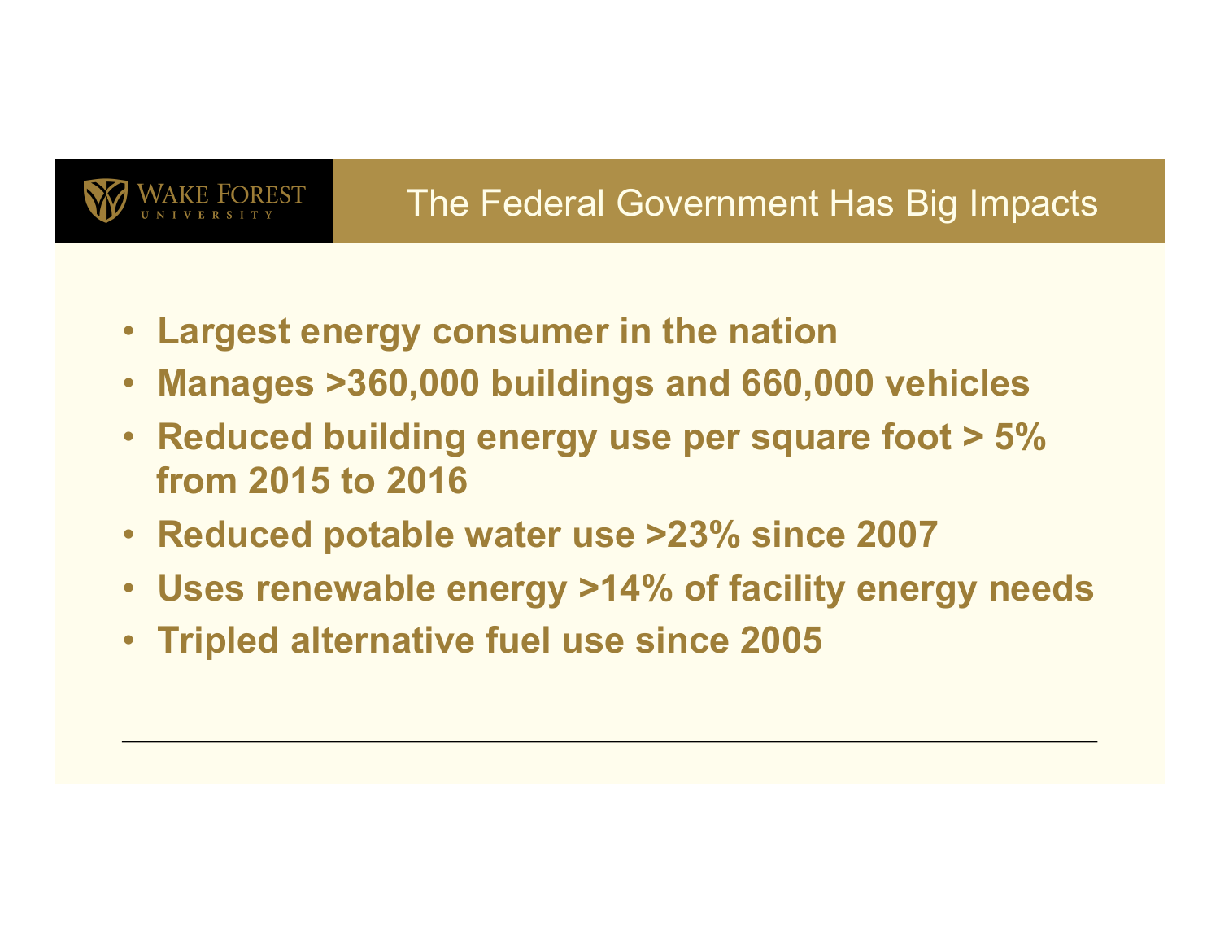## The Federal Government Has Big Impacts

- **Largest energy consumer in the nation**
- **Manages >360,000 buildings and 660,000 vehicles**
- **Reduced building energy use per square foot > 5% from 2015 to 2016**
- **Reduced potable water use >23% since 2007**
- **Uses renewable energy >14% of facility energy needs**
- **Tripled alternative fuel use since 2005**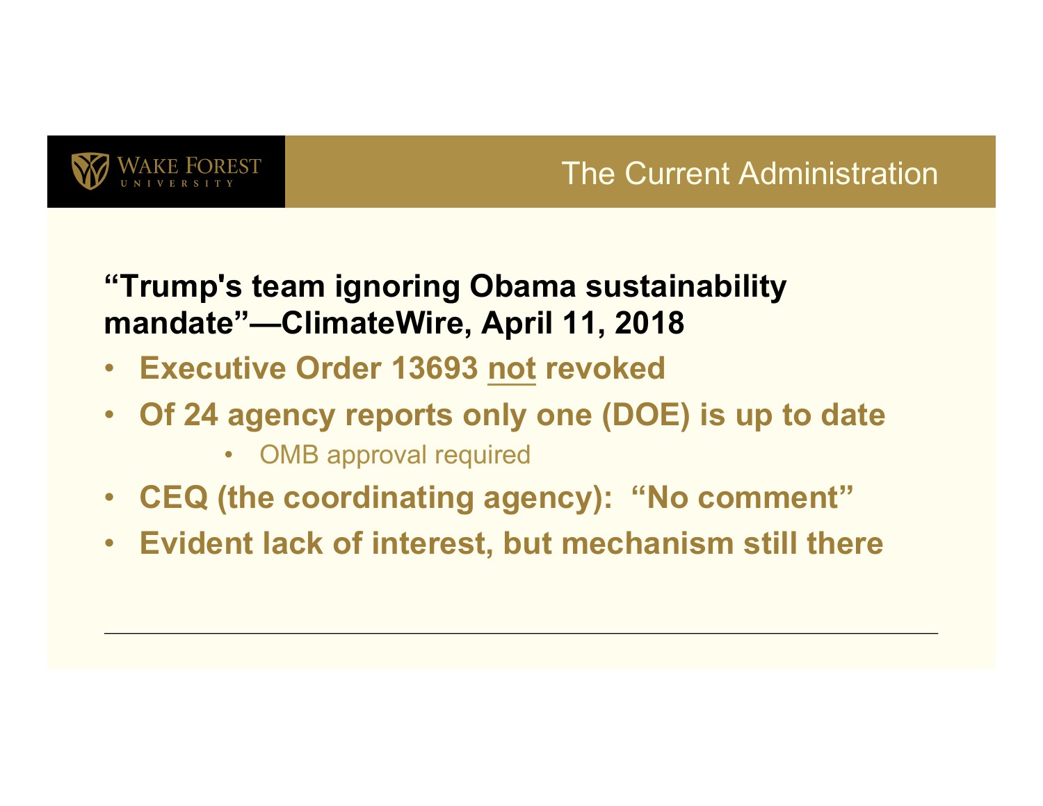## The Current Administration

**"Trump's team ignoring Obama sustainability mandate"—ClimateWire, April 11, 2018**

- **Executive Order 13693 <u>not</u> revoked**
- **Of 24 agency reports only one (DOE) is up to date**
  - OMB approval required
- **CEQ (the coordinating agency): "No comment"**
- **Evident lack of interest, but mechanism still there**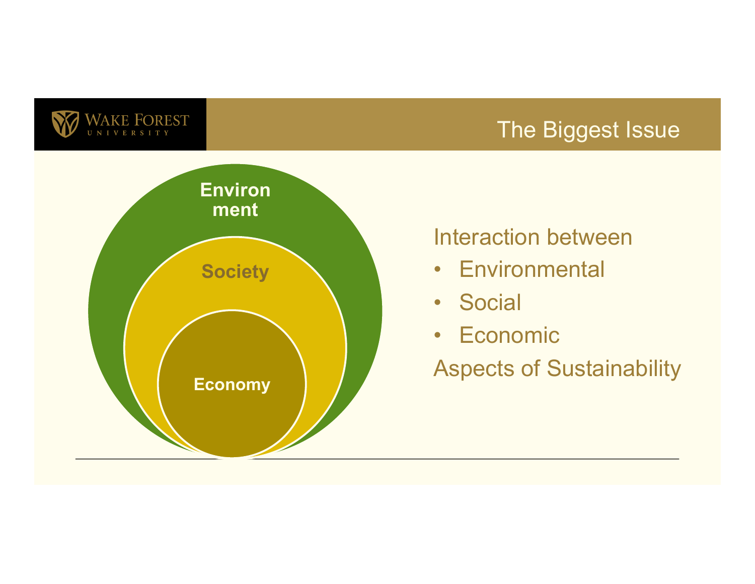# The Biggest Issue

Environ
ment

Society

Economy

Interaction between

- Environmental
- Social
- Economic

Aspects of Sustainability